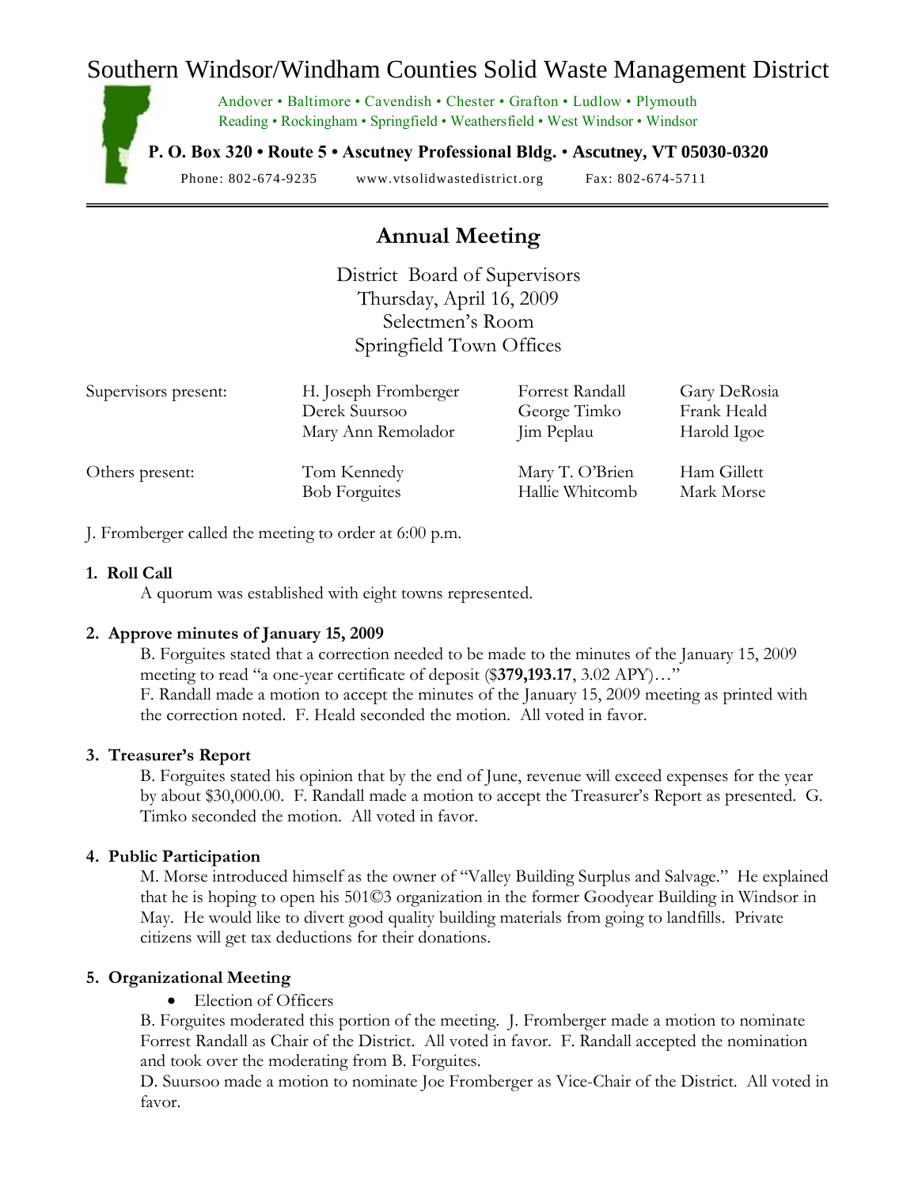# Southern Windsor/Windham Counties Solid Waste Management District

Andover • Baltimore • Cavendish • Chester • Grafton • Ludlow • Plymouth
Reading • Rockingham • Springfield • Weathersfield • West Windsor • Windsor

**P. O. Box 320 • Route 5 • Ascutney Professional Bldg. • Ascutney, VT 05030-0320**

Phone: 802-674-9235 www.vtsolidwastedistrict.org Fax: 802-674-5711

---

## Annual Meeting

District Board of Supervisors
Thursday, April 16, 2009
Selectmen's Room
Springfield Town Offices

| | | | |
|---|---|---|---|
| Supervisors present: | H. Joseph Fromberger | Forrest Randall | Gary DeRosia |
| | Derek Suursoo | George Timko | Frank Heald |
| | Mary Ann Remolador | Jim Peplau | Harold Igoe |
| Others present: | Tom Kennedy | Mary T. O'Brien | Ham Gillett |
| | Bob Forguites | Hallie Whitcomb | Mark Morse |

J. Fromberger called the meeting to order at 6:00 p.m.

**1. Roll Call**

A quorum was established with eight towns represented.

**2. Approve minutes of January 15, 2009**

B. Forguites stated that a correction needed to be made to the minutes of the January 15, 2009 meeting to read "a one-year certificate of deposit ($**379,193.17**, 3.02 APY)…"
F. Randall made a motion to accept the minutes of the January 15, 2009 meeting as printed with the correction noted. F. Heald seconded the motion. All voted in favor.

**3. Treasurer's Report**

B. Forguites stated his opinion that by the end of June, revenue will exceed expenses for the year by about $30,000.00. F. Randall made a motion to accept the Treasurer's Report as presented. G. Timko seconded the motion. All voted in favor.

**4. Public Participation**

M. Morse introduced himself as the owner of "Valley Building Surplus and Salvage." He explained that he is hoping to open his 501©3 organization in the former Goodyear Building in Windsor in May. He would like to divert good quality building materials from going to landfills. Private citizens will get tax deductions for their donations.

**5. Organizational Meeting**

- Election of Officers

B. Forguites moderated this portion of the meeting. J. Fromberger made a motion to nominate Forrest Randall as Chair of the District. All voted in favor. F. Randall accepted the nomination and took over the moderating from B. Forguites.
D. Suursoo made a motion to nominate Joe Fromberger as Vice-Chair of the District. All voted in favor.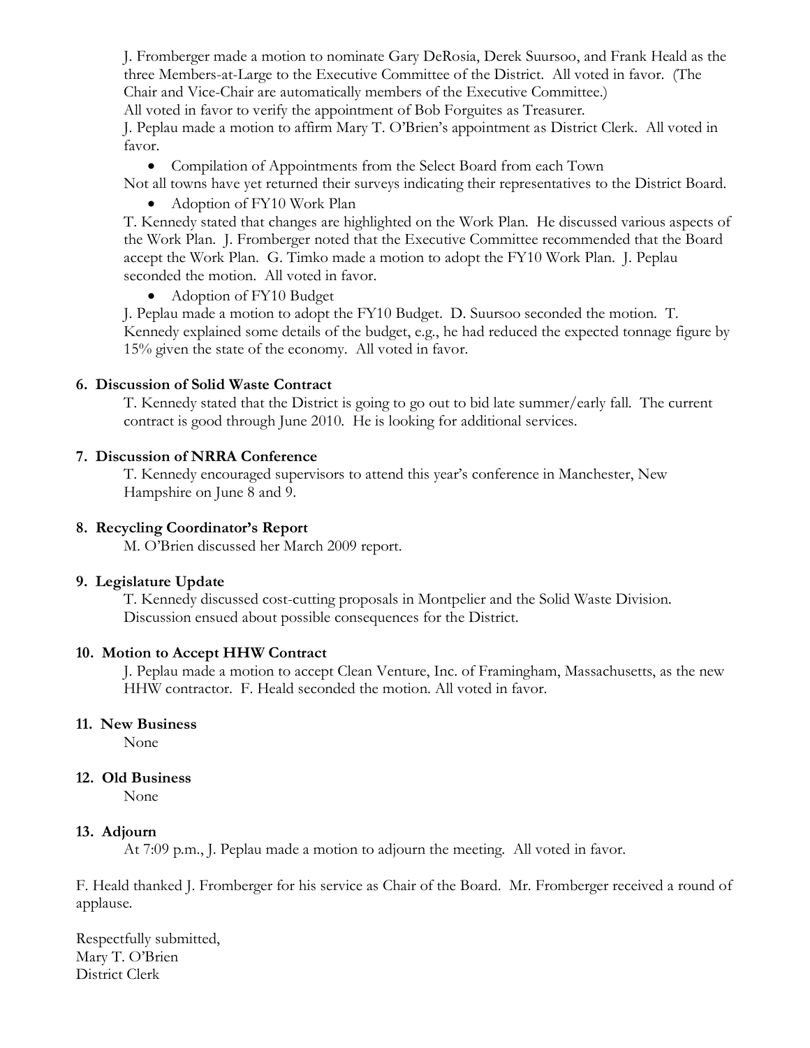J. Fromberger made a motion to nominate Gary DeRosia, Derek Suursoo, and Frank Heald as the three Members-at-Large to the Executive Committee of the District. All voted in favor. (The Chair and Vice-Chair are automatically members of the Executive Committee.)
All voted in favor to verify the appointment of Bob Forguites as Treasurer.
J. Peplau made a motion to affirm Mary T. O'Brien's appointment as District Clerk. All voted in favor.

- Compilation of Appointments from the Select Board from each Town

Not all towns have yet returned their surveys indicating their representatives to the District Board.

- Adoption of FY10 Work Plan

T. Kennedy stated that changes are highlighted on the Work Plan. He discussed various aspects of the Work Plan. J. Fromberger noted that the Executive Committee recommended that the Board accept the Work Plan. G. Timko made a motion to adopt the FY10 Work Plan. J. Peplau seconded the motion. All voted in favor.

- Adoption of FY10 Budget

J. Peplau made a motion to adopt the FY10 Budget. D. Suursoo seconded the motion. T. Kennedy explained some details of the budget, e.g., he had reduced the expected tonnage figure by 15% given the state of the economy. All voted in favor.

**6. Discussion of Solid Waste Contract**

T. Kennedy stated that the District is going to go out to bid late summer/early fall. The current contract is good through June 2010. He is looking for additional services.

**7. Discussion of NRRA Conference**

T. Kennedy encouraged supervisors to attend this year's conference in Manchester, New Hampshire on June 8 and 9.

**8. Recycling Coordinator's Report**

M. O'Brien discussed her March 2009 report.

**9. Legislature Update**

T. Kennedy discussed cost-cutting proposals in Montpelier and the Solid Waste Division. Discussion ensued about possible consequences for the District.

**10. Motion to Accept HHW Contract**

J. Peplau made a motion to accept Clean Venture, Inc. of Framingham, Massachusetts, as the new HHW contractor. F. Heald seconded the motion. All voted in favor.

**11. New Business**

None

**12. Old Business**

None

**13. Adjourn**

At 7:09 p.m., J. Peplau made a motion to adjourn the meeting. All voted in favor.

F. Heald thanked J. Fromberger for his service as Chair of the Board. Mr. Fromberger received a round of applause.

Respectfully submitted,
Mary T. O'Brien
District Clerk